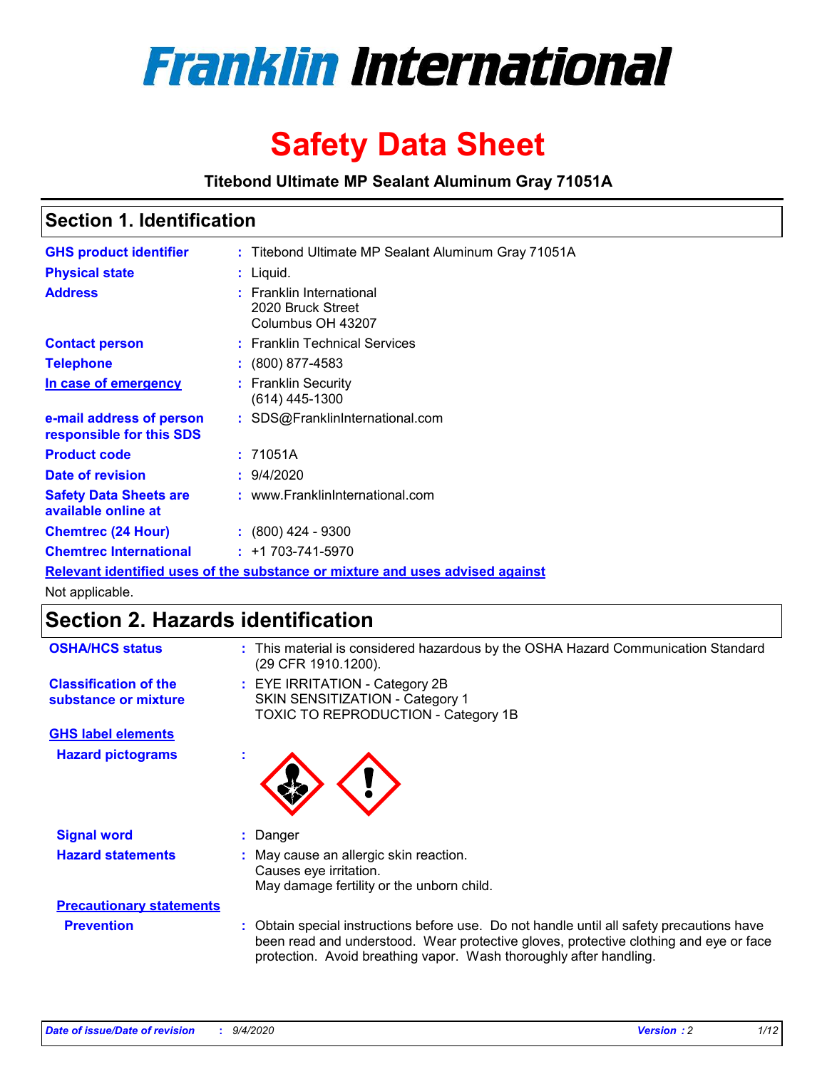# Franklin International

# Safety Data Sheet

**Titebond Ultimate MP Sealant Aluminum Gray 71051A**

## Section 1. Identification

| | | |
|---|---|---|
| **GHS product identifier** | : | Titebond Ultimate MP Sealant Aluminum Gray 71051A |
| **Physical state** | : | Liquid. |
| **Address** | : | Franklin International<br>2020 Bruck Street<br>Columbus OH 43207 |
| **Contact person** | : | Franklin Technical Services |
| **Telephone** | : | (800) 877-4583 |
| **In case of emergency** | : | Franklin Security<br>(614) 445-1300 |
| **e-mail address of person responsible for this SDS** | : | SDS@FranklinInternational.com |
| **Product code** | : | 71051A |
| **Date of revision** | : | 9/4/2020 |
| **Safety Data Sheets are available online at** | : | www.FranklinInternational.com |
| **Chemtrec (24 Hour)** | : | (800) 424 - 9300 |
| **Chemtrec International** | : | +1 703-741-5970 |

**Relevant identified uses of the substance or mixture and uses advised against**

Not applicable.

## Section 2. Hazards identification

| | | |
|---|---|---|
| **OSHA/HCS status** | : | This material is considered hazardous by the OSHA Hazard Communication Standard (29 CFR 1910.1200). |
| **Classification of the substance or mixture** | : | EYE IRRITATION - Category 2B<br>SKIN SENSITIZATION - Category 1<br>TOXIC TO REPRODUCTION - Category 1B |

**GHS label elements**

| | | |
|---|---|---|
| **Hazard pictograms** | : | |
| **Signal word** | : | Danger |
| **Hazard statements** | : | May cause an allergic skin reaction.<br>Causes eye irritation.<br>May damage fertility or the unborn child. |

**Precautionary statements**

| | | |
|---|---|---|
| **Prevention** | : | Obtain special instructions before use. Do not handle until all safety precautions have been read and understood. Wear protective gloves, protective clothing and eye or face protection. Avoid breathing vapor. Wash thoroughly after handling. |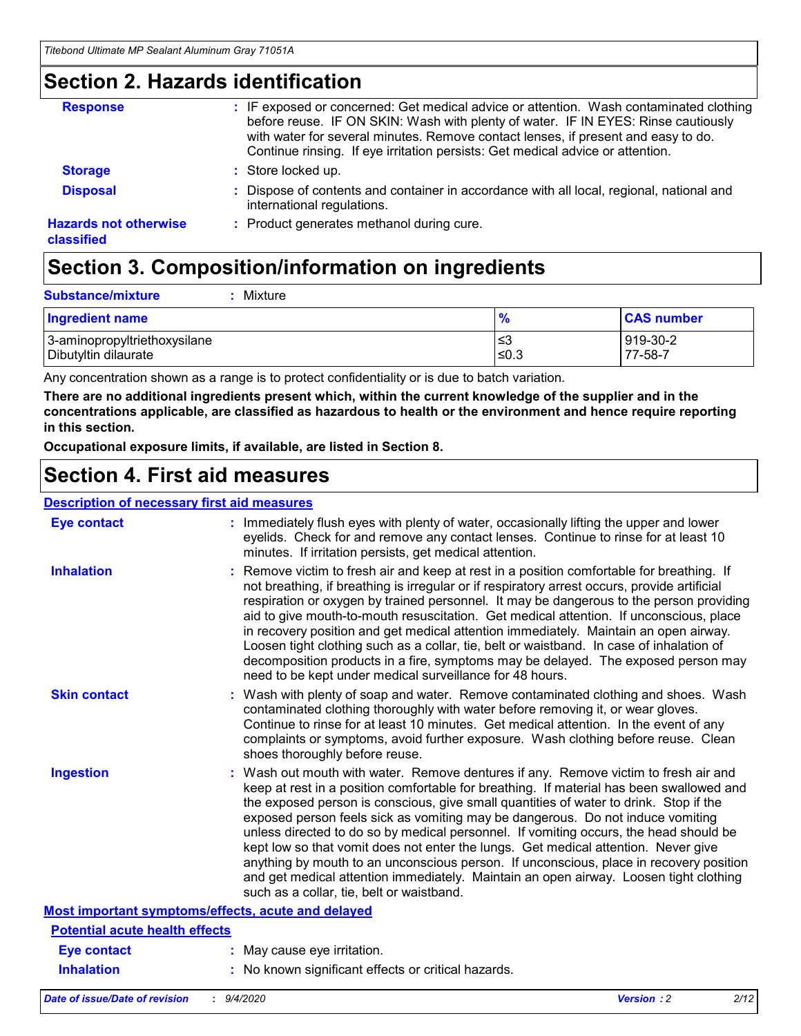## Section 2. Hazards identification

**Response** : IF exposed or concerned: Get medical advice or attention. Wash contaminated clothing before reuse. IF ON SKIN: Wash with plenty of water. IF IN EYES: Rinse cautiously with water for several minutes. Remove contact lenses, if present and easy to do. Continue rinsing. If eye irritation persists: Get medical advice or attention.

**Storage** : Store locked up.

**Disposal** : Dispose of contents and container in accordance with all local, regional, national and international regulations.

**Hazards not otherwise classified** : Product generates methanol during cure.

## Section 3. Composition/information on ingredients

**Substance/mixture** : Mixture

| Ingredient name | % | CAS number |
|---|---|---|
| 3-aminopropyltriethoxysilane | ≤3 | 919-30-2 |
| Dibutyltin dilaurate | ≤0.3 | 77-58-7 |

Any concentration shown as a range is to protect confidentiality or is due to batch variation.

**There are no additional ingredients present which, within the current knowledge of the supplier and in the concentrations applicable, are classified as hazardous to health or the environment and hence require reporting in this section.**

**Occupational exposure limits, if available, are listed in Section 8.**

## Section 4. First aid measures

### Description of necessary first aid measures

**Eye contact** : Immediately flush eyes with plenty of water, occasionally lifting the upper and lower eyelids. Check for and remove any contact lenses. Continue to rinse for at least 10 minutes. If irritation persists, get medical attention.

**Inhalation** : Remove victim to fresh air and keep at rest in a position comfortable for breathing. If not breathing, if breathing is irregular or if respiratory arrest occurs, provide artificial respiration or oxygen by trained personnel. It may be dangerous to the person providing aid to give mouth-to-mouth resuscitation. Get medical attention. If unconscious, place in recovery position and get medical attention immediately. Maintain an open airway. Loosen tight clothing such as a collar, tie, belt or waistband. In case of inhalation of decomposition products in a fire, symptoms may be delayed. The exposed person may need to be kept under medical surveillance for 48 hours.

**Skin contact** : Wash with plenty of soap and water. Remove contaminated clothing and shoes. Wash contaminated clothing thoroughly with water before removing it, or wear gloves. Continue to rinse for at least 10 minutes. Get medical attention. In the event of any complaints or symptoms, avoid further exposure. Wash clothing before reuse. Clean shoes thoroughly before reuse.

**Ingestion** : Wash out mouth with water. Remove dentures if any. Remove victim to fresh air and keep at rest in a position comfortable for breathing. If material has been swallowed and the exposed person is conscious, give small quantities of water to drink. Stop if the exposed person feels sick as vomiting may be dangerous. Do not induce vomiting unless directed to do so by medical personnel. If vomiting occurs, the head should be kept low so that vomit does not enter the lungs. Get medical attention. Never give anything by mouth to an unconscious person. If unconscious, place in recovery position and get medical attention immediately. Maintain an open airway. Loosen tight clothing such as a collar, tie, belt or waistband.

### Most important symptoms/effects, acute and delayed

#### Potential acute health effects

**Eye contact** : May cause eye irritation.

**Inhalation** : No known significant effects or critical hazards.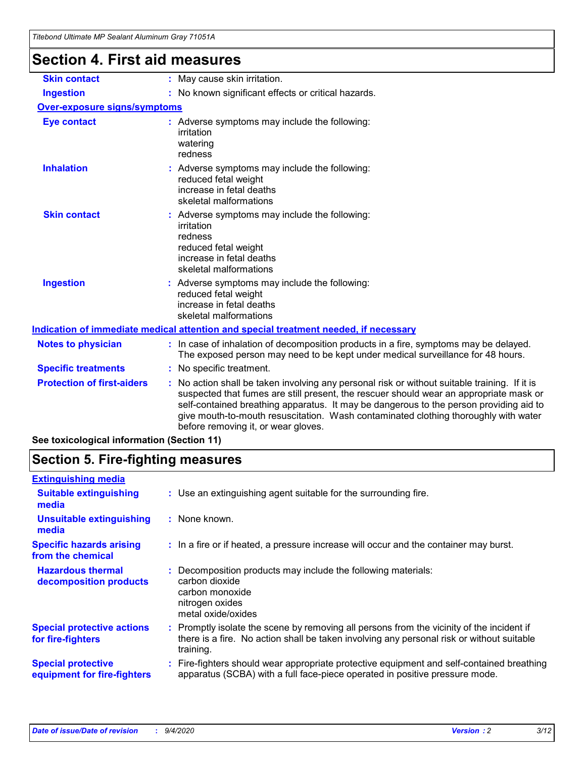## Section 4. First aid measures

| | |
|---|---|
| **Skin contact** | May cause skin irritation. |
| **Ingestion** | No known significant effects or critical hazards. |

**Over-exposure signs/symptoms**

| | |
|---|---|
| **Eye contact** | Adverse symptoms may include the following:<br>irritation<br>watering<br>redness |
| **Inhalation** | Adverse symptoms may include the following:<br>reduced fetal weight<br>increase in fetal deaths<br>skeletal malformations |
| **Skin contact** | Adverse symptoms may include the following:<br>irritation<br>redness<br>reduced fetal weight<br>increase in fetal deaths<br>skeletal malformations |
| **Ingestion** | Adverse symptoms may include the following:<br>reduced fetal weight<br>increase in fetal deaths<br>skeletal malformations |

**Indication of immediate medical attention and special treatment needed, if necessary**

| | |
|---|---|
| **Notes to physician** | In case of inhalation of decomposition products in a fire, symptoms may be delayed. The exposed person may need to be kept under medical surveillance for 48 hours. |
| **Specific treatments** | No specific treatment. |
| **Protection of first-aiders** | No action shall be taken involving any personal risk or without suitable training. If it is suspected that fumes are still present, the rescuer should wear an appropriate mask or self-contained breathing apparatus. It may be dangerous to the person providing aid to give mouth-to-mouth resuscitation. Wash contaminated clothing thoroughly with water before removing it, or wear gloves. |

**See toxicological information (Section 11)**

## Section 5. Fire-fighting measures

**Extinguishing media**

| | |
|---|---|
| **Suitable extinguishing media** | Use an extinguishing agent suitable for the surrounding fire. |
| **Unsuitable extinguishing media** | None known. |
| **Specific hazards arising from the chemical** | In a fire or if heated, a pressure increase will occur and the container may burst. |
| **Hazardous thermal decomposition products** | Decomposition products may include the following materials:<br>carbon dioxide<br>carbon monoxide<br>nitrogen oxides<br>metal oxide/oxides |
| **Special protective actions for fire-fighters** | Promptly isolate the scene by removing all persons from the vicinity of the incident if there is a fire. No action shall be taken involving any personal risk or without suitable training. |
| **Special protective equipment for fire-fighters** | Fire-fighters should wear appropriate protective equipment and self-contained breathing apparatus (SCBA) with a full face-piece operated in positive pressure mode. |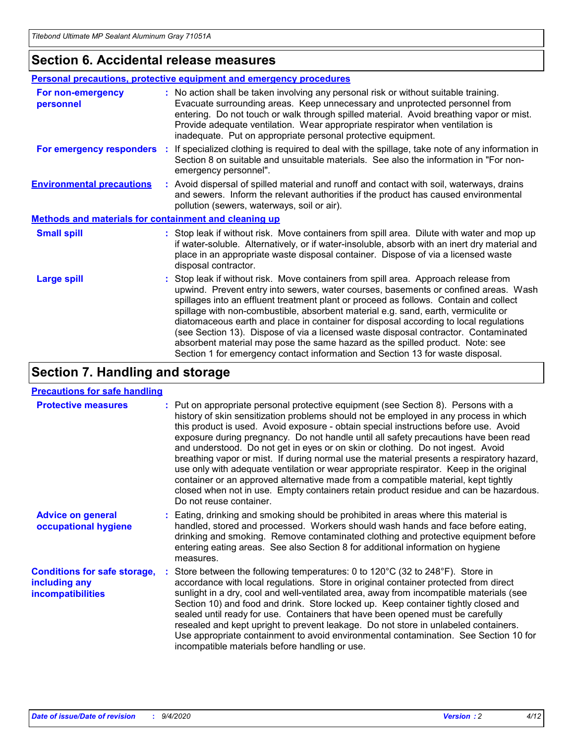## Section 6. Accidental release measures

### Personal precautions, protective equipment and emergency procedures

**For non-emergency personnel** : No action shall be taken involving any personal risk or without suitable training. Evacuate surrounding areas. Keep unnecessary and unprotected personnel from entering. Do not touch or walk through spilled material. Avoid breathing vapor or mist. Provide adequate ventilation. Wear appropriate respirator when ventilation is inadequate. Put on appropriate personal protective equipment.

**For emergency responders** : If specialized clothing is required to deal with the spillage, take note of any information in Section 8 on suitable and unsuitable materials. See also the information in "For non-emergency personnel".

**Environmental precautions** : Avoid dispersal of spilled material and runoff and contact with soil, waterways, drains and sewers. Inform the relevant authorities if the product has caused environmental pollution (sewers, waterways, soil or air).

### Methods and materials for containment and cleaning up

**Small spill** : Stop leak if without risk. Move containers from spill area. Dilute with water and mop up if water-soluble. Alternatively, or if water-insoluble, absorb with an inert dry material and place in an appropriate waste disposal container. Dispose of via a licensed waste disposal contractor.

**Large spill** : Stop leak if without risk. Move containers from spill area. Approach release from upwind. Prevent entry into sewers, water courses, basements or confined areas. Wash spillages into an effluent treatment plant or proceed as follows. Contain and collect spillage with non-combustible, absorbent material e.g. sand, earth, vermiculite or diatomaceous earth and place in container for disposal according to local regulations (see Section 13). Dispose of via a licensed waste disposal contractor. Contaminated absorbent material may pose the same hazard as the spilled product. Note: see Section 1 for emergency contact information and Section 13 for waste disposal.

## Section 7. Handling and storage

### Precautions for safe handling

**Protective measures** : Put on appropriate personal protective equipment (see Section 8). Persons with a history of skin sensitization problems should not be employed in any process in which this product is used. Avoid exposure - obtain special instructions before use. Avoid exposure during pregnancy. Do not handle until all safety precautions have been read and understood. Do not get in eyes or on skin or clothing. Do not ingest. Avoid breathing vapor or mist. If during normal use the material presents a respiratory hazard, use only with adequate ventilation or wear appropriate respirator. Keep in the original container or an approved alternative made from a compatible material, kept tightly closed when not in use. Empty containers retain product residue and can be hazardous. Do not reuse container.

**Advice on general occupational hygiene** : Eating, drinking and smoking should be prohibited in areas where this material is handled, stored and processed. Workers should wash hands and face before eating, drinking and smoking. Remove contaminated clothing and protective equipment before entering eating areas. See also Section 8 for additional information on hygiene measures.

**Conditions for safe storage, including any incompatibilities** : Store between the following temperatures: 0 to 120°C (32 to 248°F). Store in accordance with local regulations. Store in original container protected from direct sunlight in a dry, cool and well-ventilated area, away from incompatible materials (see Section 10) and food and drink. Store locked up. Keep container tightly closed and sealed until ready for use. Containers that have been opened must be carefully resealed and kept upright to prevent leakage. Do not store in unlabeled containers. Use appropriate containment to avoid environmental contamination. See Section 10 for incompatible materials before handling or use.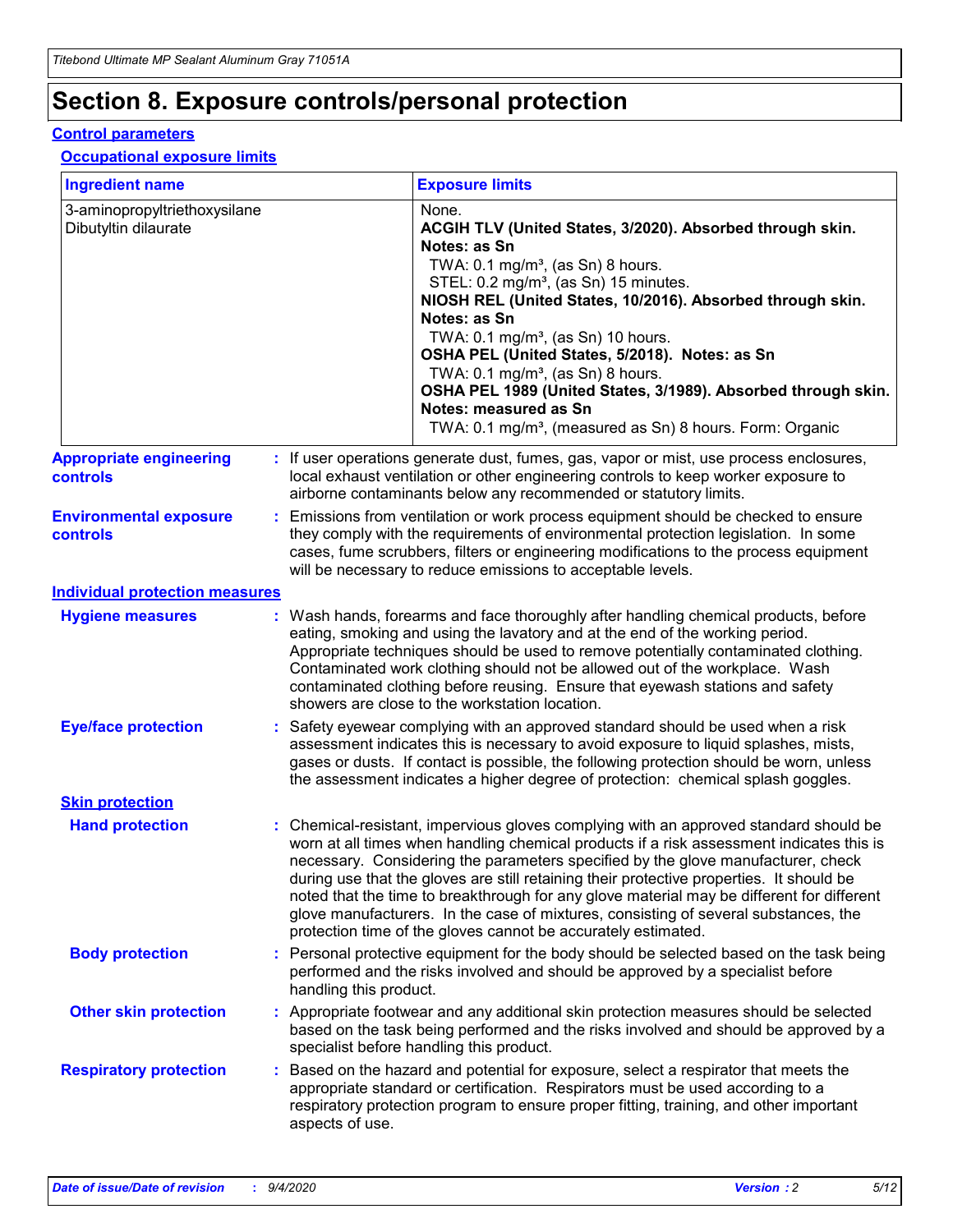# Section 8. Exposure controls/personal protection

## Control parameters

### Occupational exposure limits

| Ingredient name | Exposure limits |
|---|---|
| 3-aminopropyltriethoxysilane | None. |
| Dibutyltin dilaurate | **ACGIH TLV (United States, 3/2020). Absorbed through skin. Notes: as Sn**<br>TWA: 0.1 mg/m³, (as Sn) 8 hours.<br>STEL: 0.2 mg/m³, (as Sn) 15 minutes.<br>**NIOSH REL (United States, 10/2016). Absorbed through skin. Notes: as Sn**<br>TWA: 0.1 mg/m³, (as Sn) 10 hours.<br>**OSHA PEL (United States, 5/2018). Notes: as Sn**<br>TWA: 0.1 mg/m³, (as Sn) 8 hours.<br>**OSHA PEL 1989 (United States, 3/1989). Absorbed through skin. Notes: measured as Sn**<br>TWA: 0.1 mg/m³, (measured as Sn) 8 hours. Form: Organic |

**Appropriate engineering controls** : If user operations generate dust, fumes, gas, vapor or mist, use process enclosures, local exhaust ventilation or other engineering controls to keep worker exposure to airborne contaminants below any recommended or statutory limits.

**Environmental exposure controls** : Emissions from ventilation or work process equipment should be checked to ensure they comply with the requirements of environmental protection legislation. In some cases, fume scrubbers, filters or engineering modifications to the process equipment will be necessary to reduce emissions to acceptable levels.

## Individual protection measures

**Hygiene measures** : Wash hands, forearms and face thoroughly after handling chemical products, before eating, smoking and using the lavatory and at the end of the working period. Appropriate techniques should be used to remove potentially contaminated clothing. Contaminated work clothing should not be allowed out of the workplace. Wash contaminated clothing before reusing. Ensure that eyewash stations and safety showers are close to the workstation location.

**Eye/face protection** : Safety eyewear complying with an approved standard should be used when a risk assessment indicates this is necessary to avoid exposure to liquid splashes, mists, gases or dusts. If contact is possible, the following protection should be worn, unless the assessment indicates a higher degree of protection: chemical splash goggles.

### Skin protection

**Hand protection** : Chemical-resistant, impervious gloves complying with an approved standard should be worn at all times when handling chemical products if a risk assessment indicates this is necessary. Considering the parameters specified by the glove manufacturer, check during use that the gloves are still retaining their protective properties. It should be noted that the time to breakthrough for any glove material may be different for different glove manufacturers. In the case of mixtures, consisting of several substances, the protection time of the gloves cannot be accurately estimated.

**Body protection** : Personal protective equipment for the body should be selected based on the task being performed and the risks involved and should be approved by a specialist before handling this product.

**Other skin protection** : Appropriate footwear and any additional skin protection measures should be selected based on the task being performed and the risks involved and should be approved by a specialist before handling this product.

**Respiratory protection** : Based on the hazard and potential for exposure, select a respirator that meets the appropriate standard or certification. Respirators must be used according to a respiratory protection program to ensure proper fitting, training, and other important aspects of use.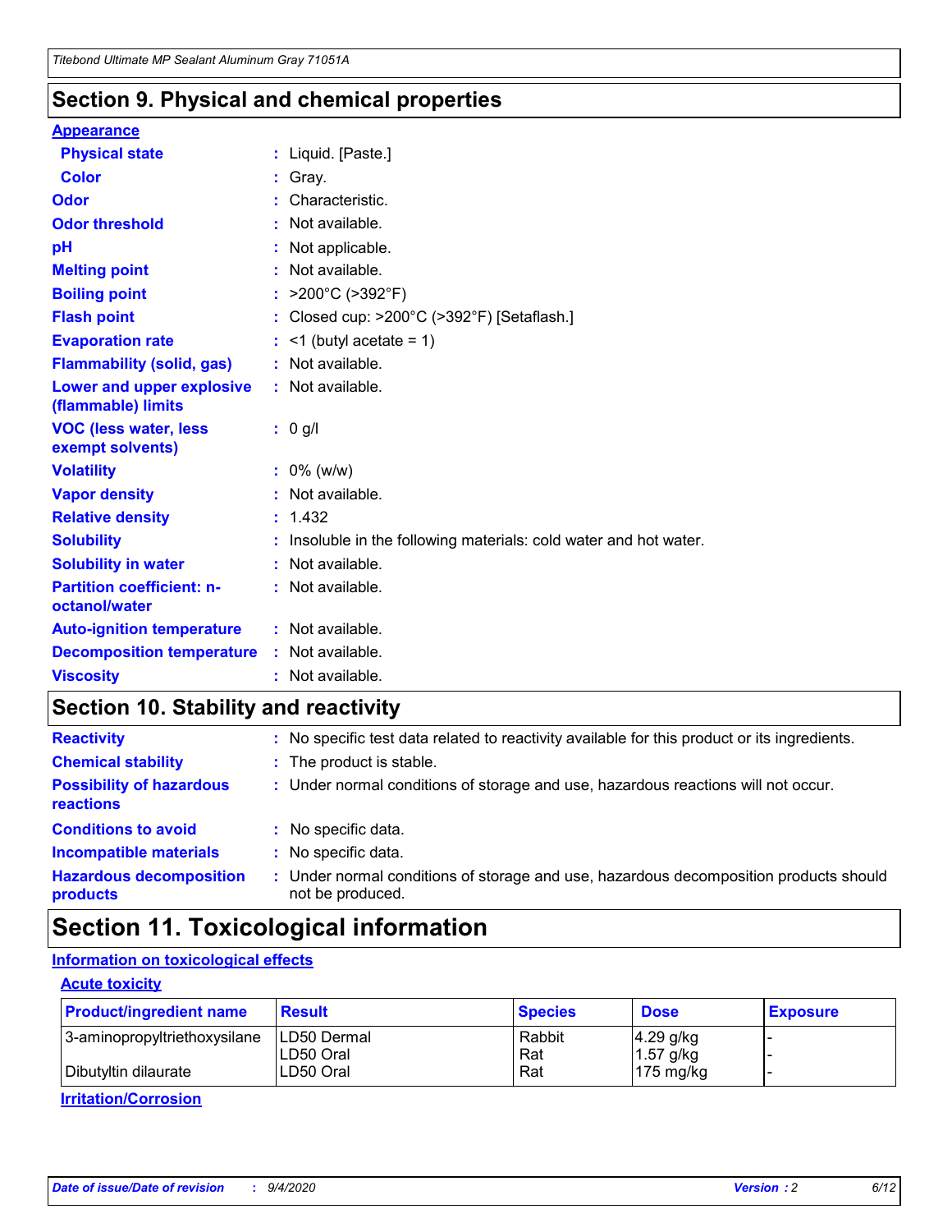## Section 9. Physical and chemical properties

**Appearance**

| | |
|---|---|
| **Physical state** | : Liquid. [Paste.] |
| **Color** | : Gray. |
| **Odor** | : Characteristic. |
| **Odor threshold** | : Not available. |
| **pH** | : Not applicable. |
| **Melting point** | : Not available. |
| **Boiling point** | : >200°C (>392°F) |
| **Flash point** | : Closed cup: >200°C (>392°F) [Setaflash.] |
| **Evaporation rate** | : <1 (butyl acetate = 1) |
| **Flammability (solid, gas)** | : Not available. |
| **Lower and upper explosive (flammable) limits** | : Not available. |
| **VOC (less water, less exempt solvents)** | : 0 g/l |
| **Volatility** | : 0% (w/w) |
| **Vapor density** | : Not available. |
| **Relative density** | : 1.432 |
| **Solubility** | : Insoluble in the following materials: cold water and hot water. |
| **Solubility in water** | : Not available. |
| **Partition coefficient: n-octanol/water** | : Not available. |
| **Auto-ignition temperature** | : Not available. |
| **Decomposition temperature** | : Not available. |
| **Viscosity** | : Not available. |

## Section 10. Stability and reactivity

| | |
|---|---|
| **Reactivity** | : No specific test data related to reactivity available for this product or its ingredients. |
| **Chemical stability** | : The product is stable. |
| **Possibility of hazardous reactions** | : Under normal conditions of storage and use, hazardous reactions will not occur. |
| **Conditions to avoid** | : No specific data. |
| **Incompatible materials** | : No specific data. |
| **Hazardous decomposition products** | : Under normal conditions of storage and use, hazardous decomposition products should not be produced. |

## Section 11. Toxicological information

**Information on toxicological effects**

**Acute toxicity**

| Product/ingredient name | Result | Species | Dose | Exposure |
|---|---|---|---|---|
| 3-aminopropyltriethoxysilane | LD50 Dermal | Rabbit | 4.29 g/kg | - |
| | LD50 Oral | Rat | 1.57 g/kg | - |
| Dibutyltin dilaurate | LD50 Oral | Rat | 175 mg/kg | - |

**Irritation/Corrosion**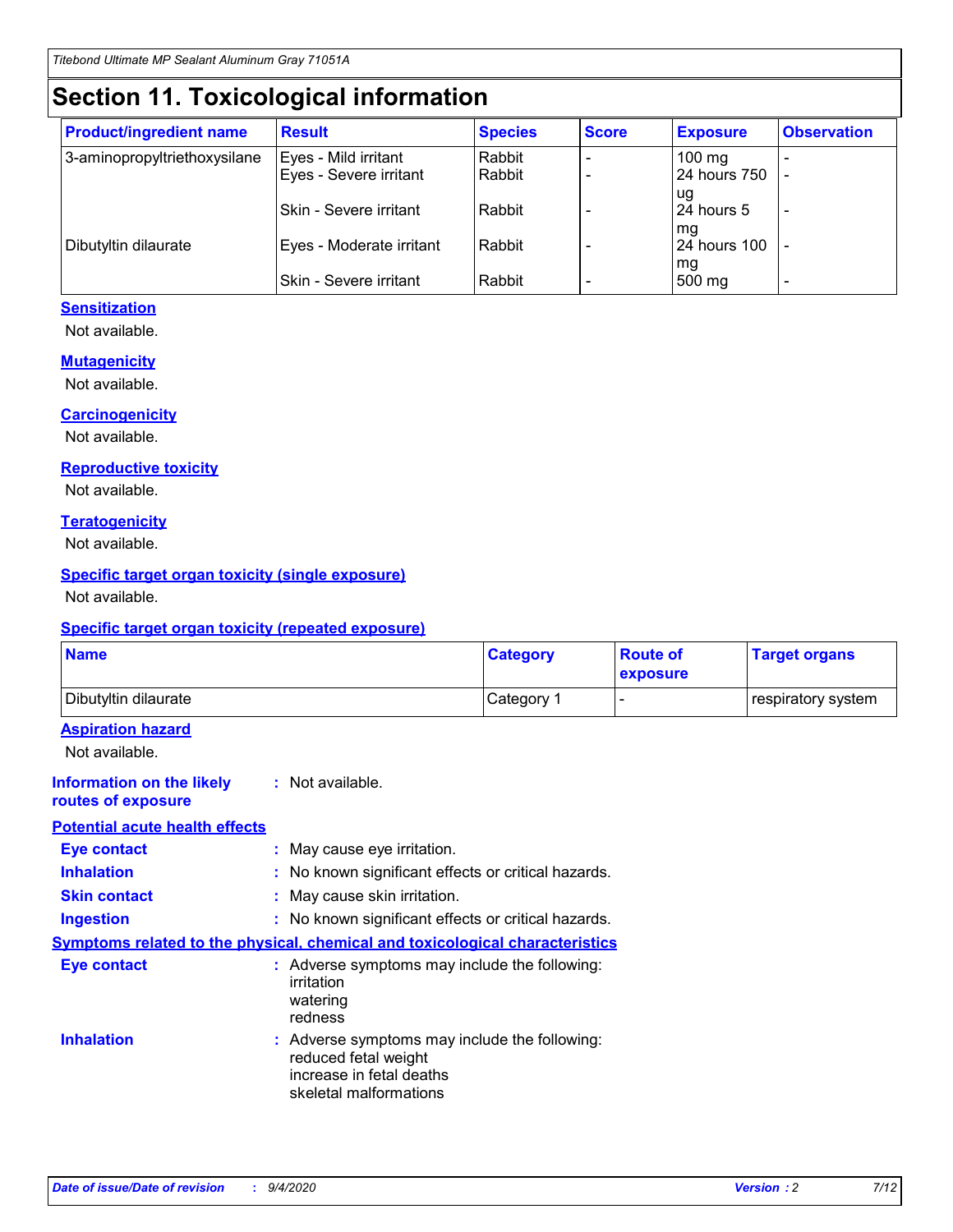# Section 11. Toxicological information

| Product/ingredient name | Result | Species | Score | Exposure | Observation |
|---|---|---|---|---|---|
| 3-aminopropyltriethoxysilane | Eyes - Mild irritant | Rabbit | - | 100 mg | - |
| | Eyes - Severe irritant | Rabbit | - | 24 hours 750 ug | - |
| | Skin - Severe irritant | Rabbit | - | 24 hours 5 mg | - |
| Dibutyltin dilaurate | Eyes - Moderate irritant | Rabbit | - | 24 hours 100 mg | - |
| | Skin - Severe irritant | Rabbit | - | 500 mg | - |

### Sensitization

Not available.

### Mutagenicity

Not available.

### Carcinogenicity

Not available.

### Reproductive toxicity

Not available.

### Teratogenicity

Not available.

### Specific target organ toxicity (single exposure)

Not available.

### Specific target organ toxicity (repeated exposure)

| Name | Category | Route of exposure | Target organs |
|---|---|---|---|
| Dibutyltin dilaurate | Category 1 | - | respiratory system |

### Aspiration hazard

Not available.

**Information on the likely routes of exposure** : Not available.

### Potential acute health effects

**Eye contact** : May cause eye irritation.

**Inhalation** : No known significant effects or critical hazards.

**Skin contact** : May cause skin irritation.

**Ingestion** : No known significant effects or critical hazards.

### Symptoms related to the physical, chemical and toxicological characteristics

**Eye contact** : Adverse symptoms may include the following:
irritation
watering
redness

**Inhalation** : Adverse symptoms may include the following:
reduced fetal weight
increase in fetal deaths
skeletal malformations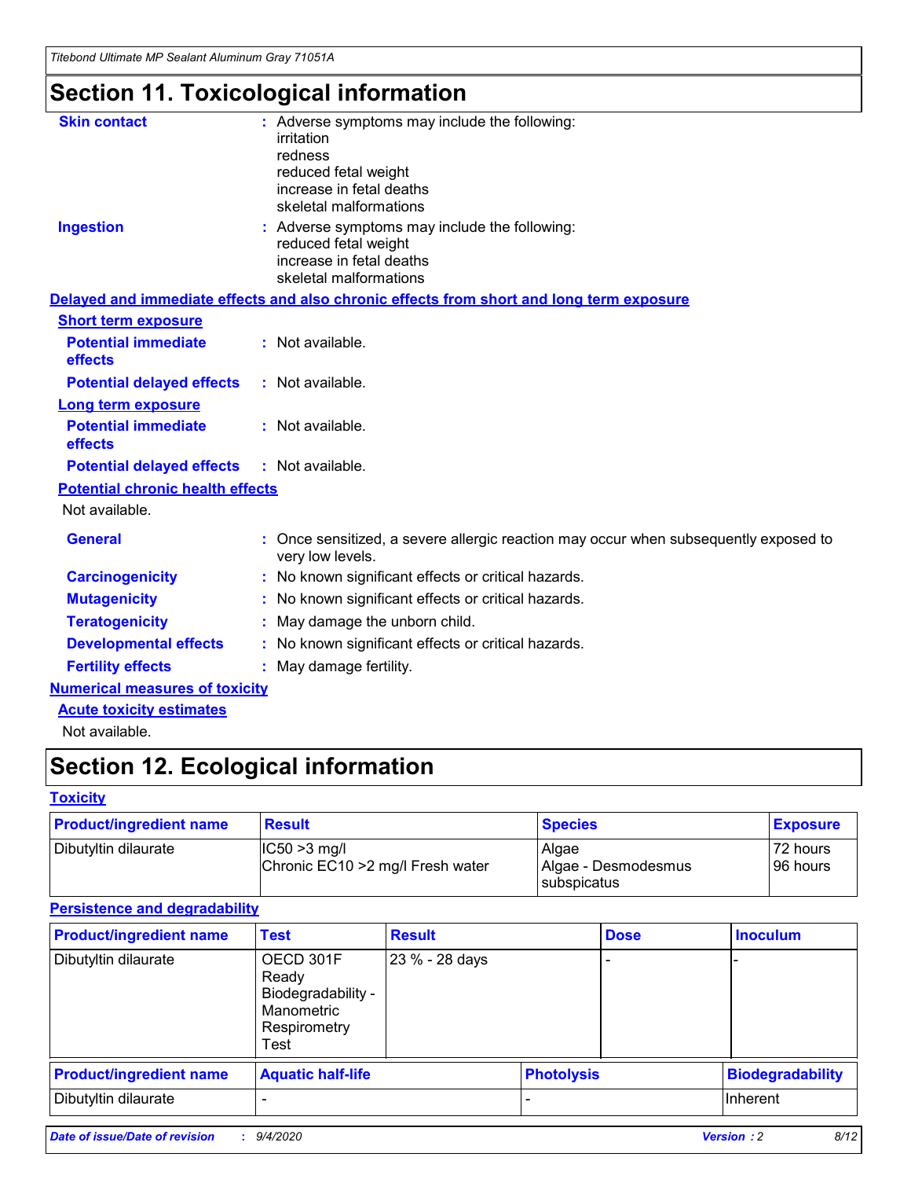# Section 11. Toxicological information

**Skin contact** : Adverse symptoms may include the following:
irritation
redness
reduced fetal weight
increase in fetal deaths
skeletal malformations

**Ingestion** : Adverse symptoms may include the following:
reduced fetal weight
increase in fetal deaths
skeletal malformations

**Delayed and immediate effects and also chronic effects from short and long term exposure**

**Short term exposure**

**Potential immediate effects** : Not available.

**Potential delayed effects** : Not available.

**Long term exposure**

**Potential immediate effects** : Not available.

**Potential delayed effects** : Not available.

**Potential chronic health effects**

Not available.

**General** : Once sensitized, a severe allergic reaction may occur when subsequently exposed to very low levels.

**Carcinogenicity** : No known significant effects or critical hazards.

**Mutagenicity** : No known significant effects or critical hazards.

**Teratogenicity** : May damage the unborn child.

**Developmental effects** : No known significant effects or critical hazards.

**Fertility effects** : May damage fertility.

**Numerical measures of toxicity**

**Acute toxicity estimates**

Not available.

# Section 12. Ecological information

**Toxicity**

| Product/ingredient name | Result | Species | Exposure |
|---|---|---|---|
| Dibutyltin dilaurate | IC50 >3 mg/l<br>Chronic EC10 >2 mg/l Fresh water | Algae<br>Algae - Desmodesmus subspicatus | 72 hours<br>96 hours |

**Persistence and degradability**

| Product/ingredient name | Test | Result | Dose | Inoculum |
|---|---|---|---|---|
| Dibutyltin dilaurate | OECD 301F Ready Biodegradability - Manometric Respirometry Test | 23 % - 28 days | - | - |

| Product/ingredient name | Aquatic half-life | Photolysis | Biodegradability |
|---|---|---|---|
| Dibutyltin dilaurate | - | - | Inherent |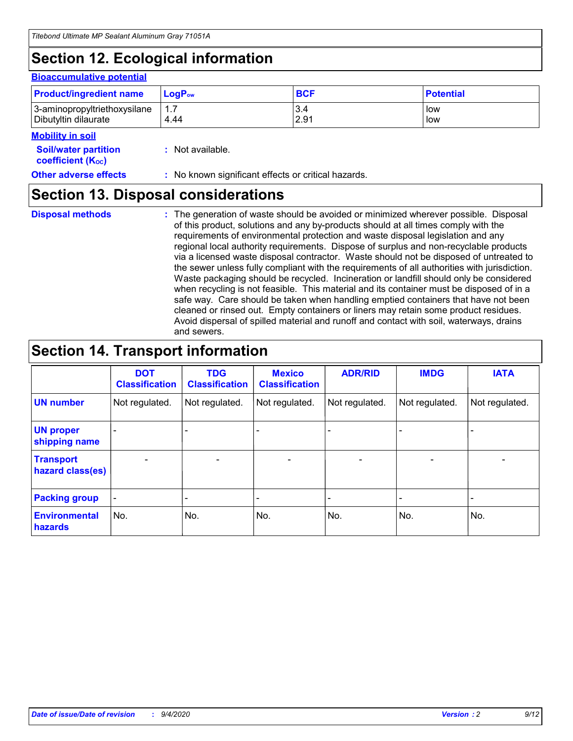# Section 12. Ecological information

### Bioaccumulative potential

| Product/ingredient name | $LogP_{ow}$ | BCF | Potential |
|---|---|---|---|
| 3-aminopropyltriethoxysilane | 1.7 | 3.4 | low |
| Dibutyltin dilaurate | 4.44 | 2.91 | low |

### Mobility in soil

**Soil/water partition coefficient ($K_{OC}$)** : Not available.

**Other adverse effects** : No known significant effects or critical hazards.

# Section 13. Disposal considerations

**Disposal methods** : The generation of waste should be avoided or minimized wherever possible. Disposal of this product, solutions and any by-products should at all times comply with the requirements of environmental protection and waste disposal legislation and any regional local authority requirements. Dispose of surplus and non-recyclable products via a licensed waste disposal contractor. Waste should not be disposed of untreated to the sewer unless fully compliant with the requirements of all authorities with jurisdiction. Waste packaging should be recycled. Incineration or landfill should only be considered when recycling is not feasible. This material and its container must be disposed of in a safe way. Care should be taken when handling emptied containers that have not been cleaned or rinsed out. Empty containers or liners may retain some product residues. Avoid dispersal of spilled material and runoff and contact with soil, waterways, drains and sewers.

# Section 14. Transport information

| | DOT Classification | TDG Classification | Mexico Classification | ADR/RID | IMDG | IATA |
|---|---|---|---|---|---|---|
| UN number | Not regulated. | Not regulated. | Not regulated. | Not regulated. | Not regulated. | Not regulated. |
| UN proper shipping name | - | - | - | - | - | - |
| Transport hazard class(es) | - | - | - | - | - | - |
| Packing group | - | - | - | - | - | - |
| Environmental hazards | No. | No. | No. | No. | No. | No. |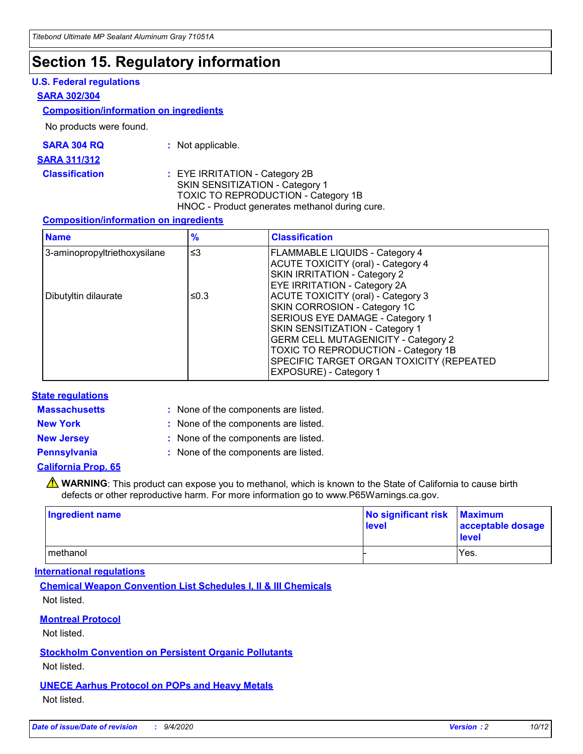# Section 15. Regulatory information

### U.S. Federal regulations

**SARA 302/304**

**Composition/information on ingredients**

No products were found.

**SARA 304 RQ** : Not applicable.

**SARA 311/312**

**Classification** : EYE IRRITATION - Category 2B
SKIN SENSITIZATION - Category 1
TOXIC TO REPRODUCTION - Category 1B
HNOC - Product generates methanol during cure.

**Composition/information on ingredients**

| Name | % | Classification |
|---|---|---|
| 3-aminopropyltriethoxysilane | ≤3 | FLAMMABLE LIQUIDS - Category 4<br>ACUTE TOXICITY (oral) - Category 4<br>SKIN IRRITATION - Category 2<br>EYE IRRITATION - Category 2A |
| Dibutyltin dilaurate | ≤0.3 | ACUTE TOXICITY (oral) - Category 3<br>SKIN CORROSION - Category 1C<br>SERIOUS EYE DAMAGE - Category 1<br>SKIN SENSITIZATION - Category 1<br>GERM CELL MUTAGENICITY - Category 2<br>TOXIC TO REPRODUCTION - Category 1B<br>SPECIFIC TARGET ORGAN TOXICITY (REPEATED EXPOSURE) - Category 1 |

### State regulations

**Massachusetts** : None of the components are listed.

**New York** : None of the components are listed.

**New Jersey** : None of the components are listed.

**Pennsylvania** : None of the components are listed.

**California Prop. 65**

⚠ **WARNING**: This product can expose you to methanol, which is known to the State of California to cause birth defects or other reproductive harm. For more information go to www.P65Warnings.ca.gov.

| Ingredient name | No significant risk level | Maximum acceptable dosage level |
|---|---|---|
| methanol | - | Yes. |

### International regulations

**Chemical Weapon Convention List Schedules I, II & III Chemicals**

Not listed.

**Montreal Protocol**

Not listed.

**Stockholm Convention on Persistent Organic Pollutants**

Not listed.

**UNECE Aarhus Protocol on POPs and Heavy Metals**

Not listed.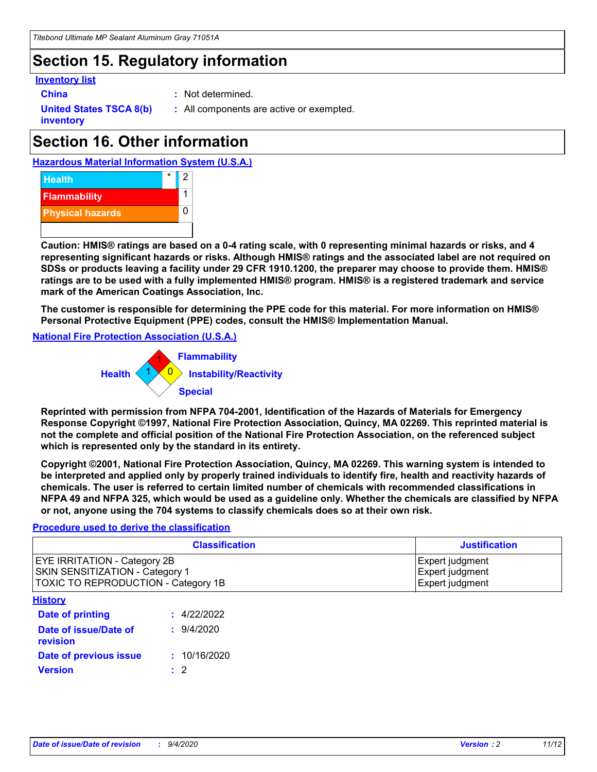## Section 15. Regulatory information

**Inventory list**

**China** : Not determined.

**United States TSCA 8(b) inventory** : All components are active or exempted.

## Section 16. Other information

**Hazardous Material Information System (U.S.A.)**

| | | |
|---|---|---|
| Health | * | 2 |
| Flammability | | 1 |
| Physical hazards | | 0 |
| | | |

**Caution: HMIS® ratings are based on a 0-4 rating scale, with 0 representing minimal hazards or risks, and 4 representing significant hazards or risks. Although HMIS® ratings and the associated label are not required on SDSs or products leaving a facility under 29 CFR 1910.1200, the preparer may choose to provide them. HMIS® ratings are to be used with a fully implemented HMIS® program. HMIS® is a registered trademark and service mark of the American Coatings Association, Inc.**

**The customer is responsible for determining the PPE code for this material. For more information on HMIS® Personal Protective Equipment (PPE) codes, consult the HMIS® Implementation Manual.**

**National Fire Protection Association (U.S.A.)**

Flammability: 1
Health: 1
Instability/Reactivity: 0
Special:

**Reprinted with permission from NFPA 704-2001, Identification of the Hazards of Materials for Emergency Response Copyright ©1997, National Fire Protection Association, Quincy, MA 02269. This reprinted material is not the complete and official position of the National Fire Protection Association, on the referenced subject which is represented only by the standard in its entirety.**

**Copyright ©2001, National Fire Protection Association, Quincy, MA 02269. This warning system is intended to be interpreted and applied only by properly trained individuals to identify fire, health and reactivity hazards of chemicals. The user is referred to certain limited number of chemicals with recommended classifications in NFPA 49 and NFPA 325, which would be used as a guideline only. Whether the chemicals are classified by NFPA or not, anyone using the 704 systems to classify chemicals does so at their own risk.**

**Procedure used to derive the classification**

| Classification | Justification |
|---|---|
| EYE IRRITATION - Category 2B | Expert judgment |
| SKIN SENSITIZATION - Category 1 | Expert judgment |
| TOXIC TO REPRODUCTION - Category 1B | Expert judgment |

**History**

**Date of printing** : 4/22/2022

**Date of issue/Date of revision** : 9/4/2020

**Date of previous issue** : 10/16/2020

**Version** : 2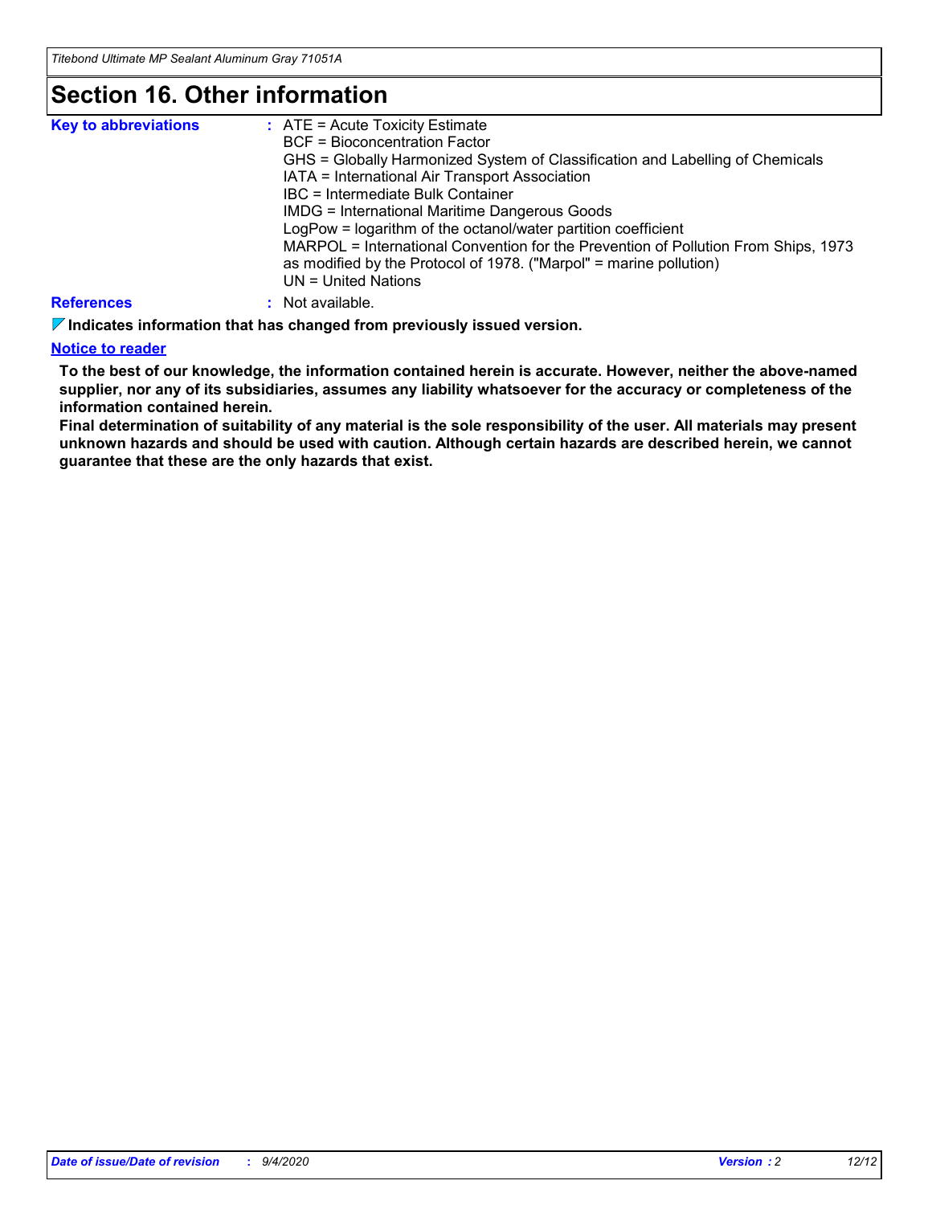# Section 16. Other information

**Key to abbreviations** : ATE = Acute Toxicity Estimate
BCF = Bioconcentration Factor
GHS = Globally Harmonized System of Classification and Labelling of Chemicals
IATA = International Air Transport Association
IBC = Intermediate Bulk Container
IMDG = International Maritime Dangerous Goods
LogPow = logarithm of the octanol/water partition coefficient
MARPOL = International Convention for the Prevention of Pollution From Ships, 1973 as modified by the Protocol of 1978. ("Marpol" = marine pollution)
UN = United Nations

**References** : Not available.

**Indicates information that has changed from previously issued version.**

**Notice to reader**

**To the best of our knowledge, the information contained herein is accurate. However, neither the above-named supplier, nor any of its subsidiaries, assumes any liability whatsoever for the accuracy or completeness of the information contained herein.**

**Final determination of suitability of any material is the sole responsibility of the user. All materials may present unknown hazards and should be used with caution. Although certain hazards are described herein, we cannot guarantee that these are the only hazards that exist.**